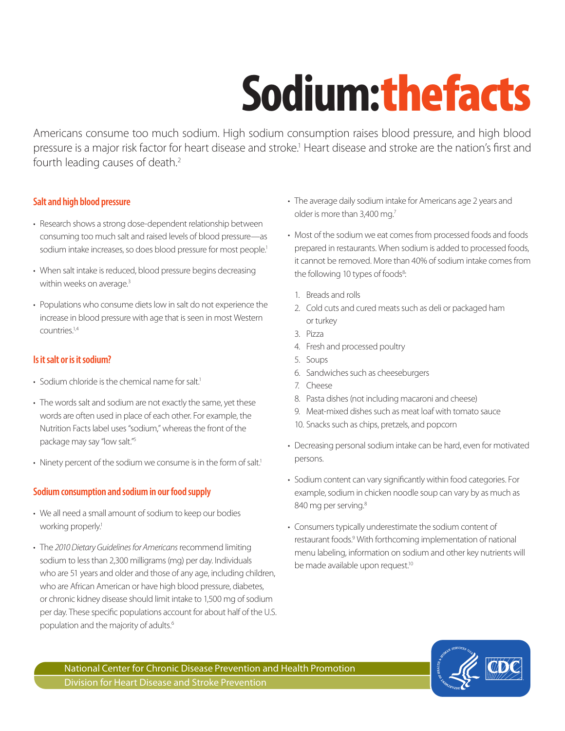# Sodium: the facts

Americans consume too much sodium. High sodium consumption raises blood pressure, and high blood pressure is a major risk factor for heart disease and stroke.[1] Heart disease and stroke are the nation's first and fourth leading causes of death.[2]

## Salt and high blood pressure

- Research shows a strong dose-dependent relationship between consuming too much salt and raised levels of blood pressure—as sodium intake increases, so does blood pressure for most people.[1]
- When salt intake is reduced, blood pressure begins decreasing within weeks on average.[3]
- Populations who consume diets low in salt do not experience the increase in blood pressure with age that is seen in most Western countries.[1,4]

## Is it salt or is it sodium?

- Sodium chloride is the chemical name for salt.[1]
- The words salt and sodium are not exactly the same, yet these words are often used in place of each other. For example, the Nutrition Facts label uses "sodium," whereas the front of the package may say "low salt."[5]
- Ninety percent of the sodium we consume is in the form of salt.[1]

## Sodium consumption and sodium in our food supply

- We all need a small amount of sodium to keep our bodies working properly.[1]
- The *2010 Dietary Guidelines for Americans* recommend limiting sodium to less than 2,300 milligrams (mg) per day. Individuals who are 51 years and older and those of any age, including children, who are African American or have high blood pressure, diabetes, or chronic kidney disease should limit intake to 1,500 mg of sodium per day. These specific populations account for about half of the U.S. population and the majority of adults.[6]
- The average daily sodium intake for Americans age 2 years and older is more than 3,400 mg.[7]
- Most of the sodium we eat comes from processed foods and foods prepared in restaurants. When sodium is added to processed foods, it cannot be removed. More than 40% of sodium intake comes from the following 10 types of foods[8]:
  1. Breads and rolls
  2. Cold cuts and cured meats such as deli or packaged ham or turkey
  3. Pizza
  4. Fresh and processed poultry
  5. Soups
  6. Sandwiches such as cheeseburgers
  7. Cheese
  8. Pasta dishes (not including macaroni and cheese)
  9. Meat-mixed dishes such as meat loaf with tomato sauce
  10. Snacks such as chips, pretzels, and popcorn
- Decreasing personal sodium intake can be hard, even for motivated persons.
- Sodium content can vary significantly within food categories. For example, sodium in chicken noodle soup can vary by as much as 840 mg per serving.[8]
- Consumers typically underestimate the sodium content of restaurant foods.[9] With forthcoming implementation of national menu labeling, information on sodium and other key nutrients will be made available upon request.[10]

National Center for Chronic Disease Prevention and Health Promotion
Division for Heart Disease and Stroke Prevention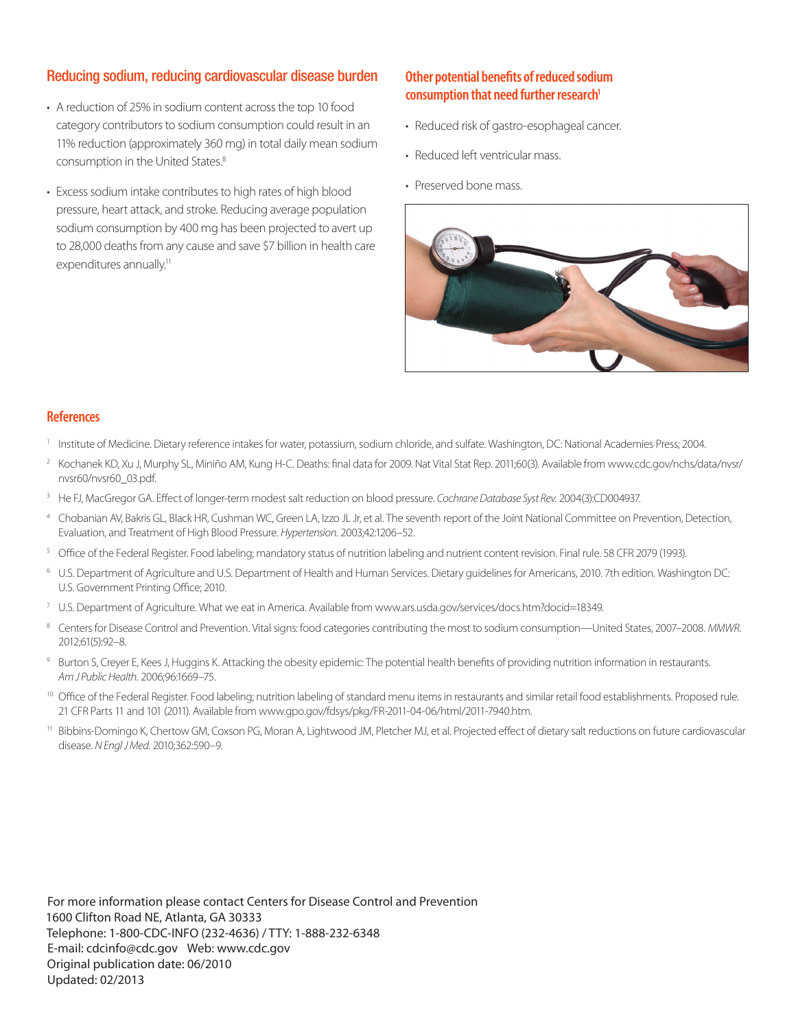## Reducing sodium, reducing cardiovascular disease burden

- A reduction of 25% in sodium content across the top 10 food category contributors to sodium consumption could result in an 11% reduction (approximately 360 mg) in total daily mean sodium consumption in the United States.[8]
- Excess sodium intake contributes to high rates of high blood pressure, heart attack, and stroke. Reducing average population sodium consumption by 400 mg has been projected to avert up to 28,000 deaths from any cause and save $7 billion in health care expenditures annually.[11]

## Other potential benefits of reduced sodium consumption that need further research[1]

- Reduced risk of gastro-esophageal cancer.
- Reduced left ventricular mass.
- Preserved bone mass.

## References

1. Institute of Medicine. Dietary reference intakes for water, potassium, sodium chloride, and sulfate. Washington, DC: National Academies Press; 2004.
2. Kochanek KD, Xu J, Murphy SL, Miniño AM, Kung H-C. Deaths: final data for 2009. Nat Vital Stat Rep. 2011;60(3). Available from www.cdc.gov/nchs/data/nvsr/nvsr60/nvsr60_03.pdf.
3. He FJ, MacGregor GA. Effect of longer-term modest salt reduction on blood pressure. *Cochrane Database Syst Rev.* 2004(3):CD004937.
4. Chobanian AV, Bakris GL, Black HR, Cushman WC, Green LA, Izzo JL Jr, et al. The seventh report of the Joint National Committee on Prevention, Detection, Evaluation, and Treatment of High Blood Pressure. *Hypertension.* 2003;42:1206–52.
5. Office of the Federal Register. Food labeling; mandatory status of nutrition labeling and nutrient content revision. Final rule. 58 CFR 2079 (1993).
6. U.S. Department of Agriculture and U.S. Department of Health and Human Services. Dietary guidelines for Americans, 2010. 7th edition. Washington DC: U.S. Government Printing Office; 2010.
7. U.S. Department of Agriculture. What we eat in America. Available from www.ars.usda.gov/services/docs.htm?docid=18349.
8. Centers for Disease Control and Prevention. Vital signs: food categories contributing the most to sodium consumption—United States, 2007–2008. *MMWR.* 2012;61(5):92–8.
9. Burton S, Creyer E, Kees J, Huggins K. Attacking the obesity epidemic: The potential health benefits of providing nutrition information in restaurants. *Am J Public Health.* 2006;96:1669–75.
10. Office of the Federal Register. Food labeling; nutrition labeling of standard menu items in restaurants and similar retail food establishments. Proposed rule. 21 CFR Parts 11 and 101 (2011). Available from www.gpo.gov/fdsys/pkg/FR-2011-04-06/html/2011-7940.htm.
11. Bibbins-Domingo K, Chertow GM, Coxson PG, Moran A, Lightwood JM, Pletcher MJ, et al. Projected effect of dietary salt reductions on future cardiovascular disease. *N Engl J Med.* 2010;362:590–9.

For more information please contact Centers for Disease Control and Prevention
1600 Clifton Road NE, Atlanta, GA 30333
Telephone: 1-800-CDC-INFO (232-4636) / TTY: 1-888-232-6348
E-mail: cdcinfo@cdc.gov Web: www.cdc.gov
Original publication date: 06/2010
Updated: 02/2013